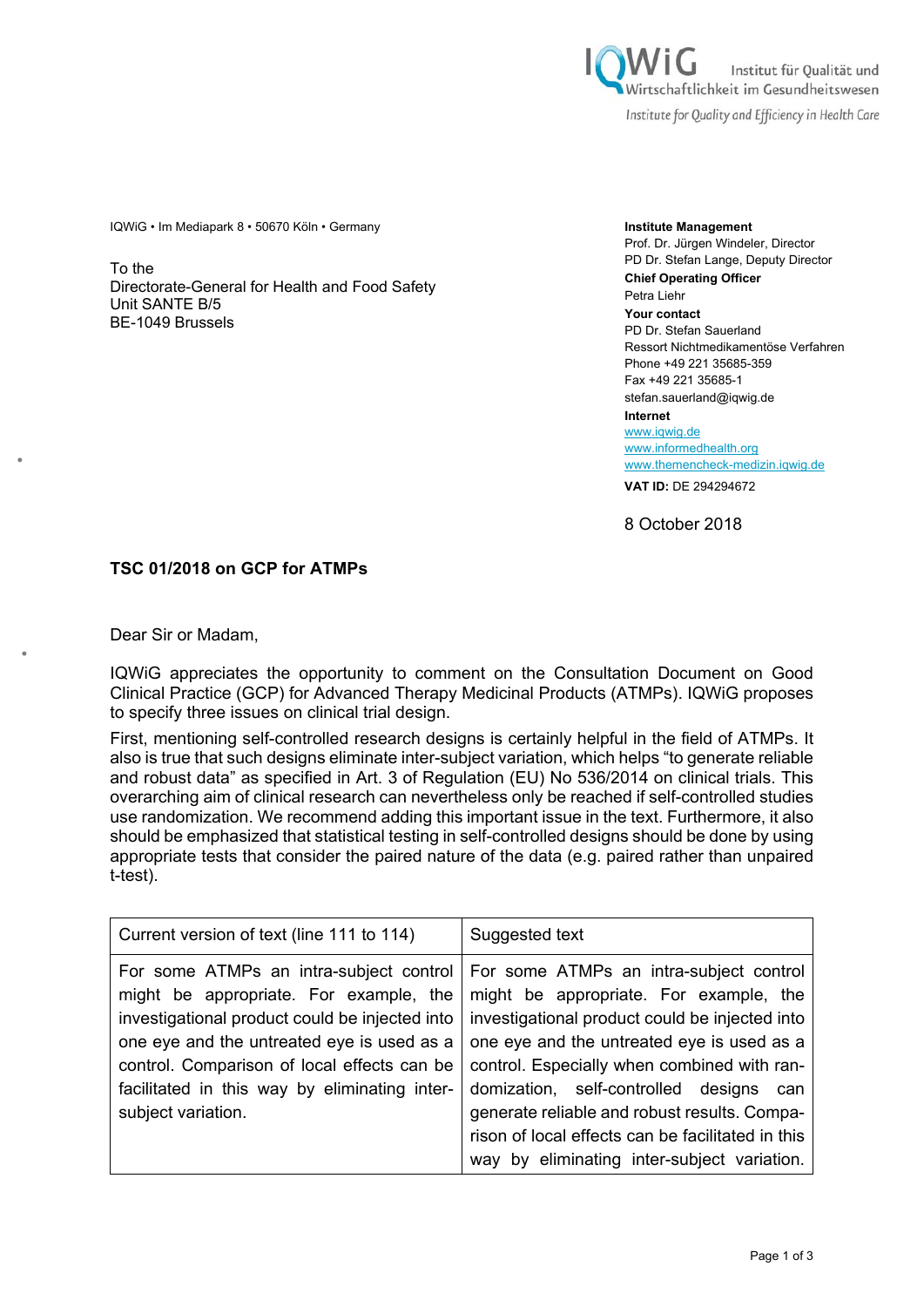IQWiG Institut für Qualität und Wirtschaftlichkeit im Gesundheitswesen

Institute for Quality and Efficiency in Health Care

IQWiG • Im Mediapark 8 • 50670 Köln • Germany

To the
Directorate-General for Health and Food Safety
Unit SANTE B/5
BE-1049 Brussels

**Institute Management**
Prof. Dr. Jürgen Windeler, Director
PD Dr. Stefan Lange, Deputy Director

**Chief Operating Officer**
Petra Liehr

**Your contact**
PD Dr. Stefan Sauerland
Ressort Nichtmedikamentöse Verfahren
Phone +49 221 35685-359
Fax +49 221 35685-1
stefan.sauerland@iqwig.de

**Internet**
www.iqwig.de
www.informedhealth.org
www.themencheck-medizin.iqwig.de

**VAT ID:** DE 294294672

8 October 2018

**TSC 01/2018 on GCP for ATMPs**

Dear Sir or Madam,

IQWiG appreciates the opportunity to comment on the Consultation Document on Good Clinical Practice (GCP) for Advanced Therapy Medicinal Products (ATMPs). IQWiG proposes to specify three issues on clinical trial design.

First, mentioning self-controlled research designs is certainly helpful in the field of ATMPs. It also is true that such designs eliminate inter-subject variation, which helps "to generate reliable and robust data" as specified in Art. 3 of Regulation (EU) No 536/2014 on clinical trials. This overarching aim of clinical research can nevertheless only be reached if self-controlled studies use randomization. We recommend adding this important issue in the text. Furthermore, it also should be emphasized that statistical testing in self-controlled designs should be done by using appropriate tests that consider the paired nature of the data (e.g. paired rather than unpaired t-test).

| Current version of text (line 111 to 114) | Suggested text |
| --- | --- |
| For some ATMPs an intra-subject control might be appropriate. For example, the investigational product could be injected into one eye and the untreated eye is used as a control. Comparison of local effects can be facilitated in this way by eliminating inter-subject variation. | For some ATMPs an intra-subject control might be appropriate. For example, the investigational product could be injected into one eye and the untreated eye is used as a control. Especially when combined with randomization, self-controlled designs can generate reliable and robust results. Comparison of local effects can be facilitated in this way by eliminating inter-subject variation. |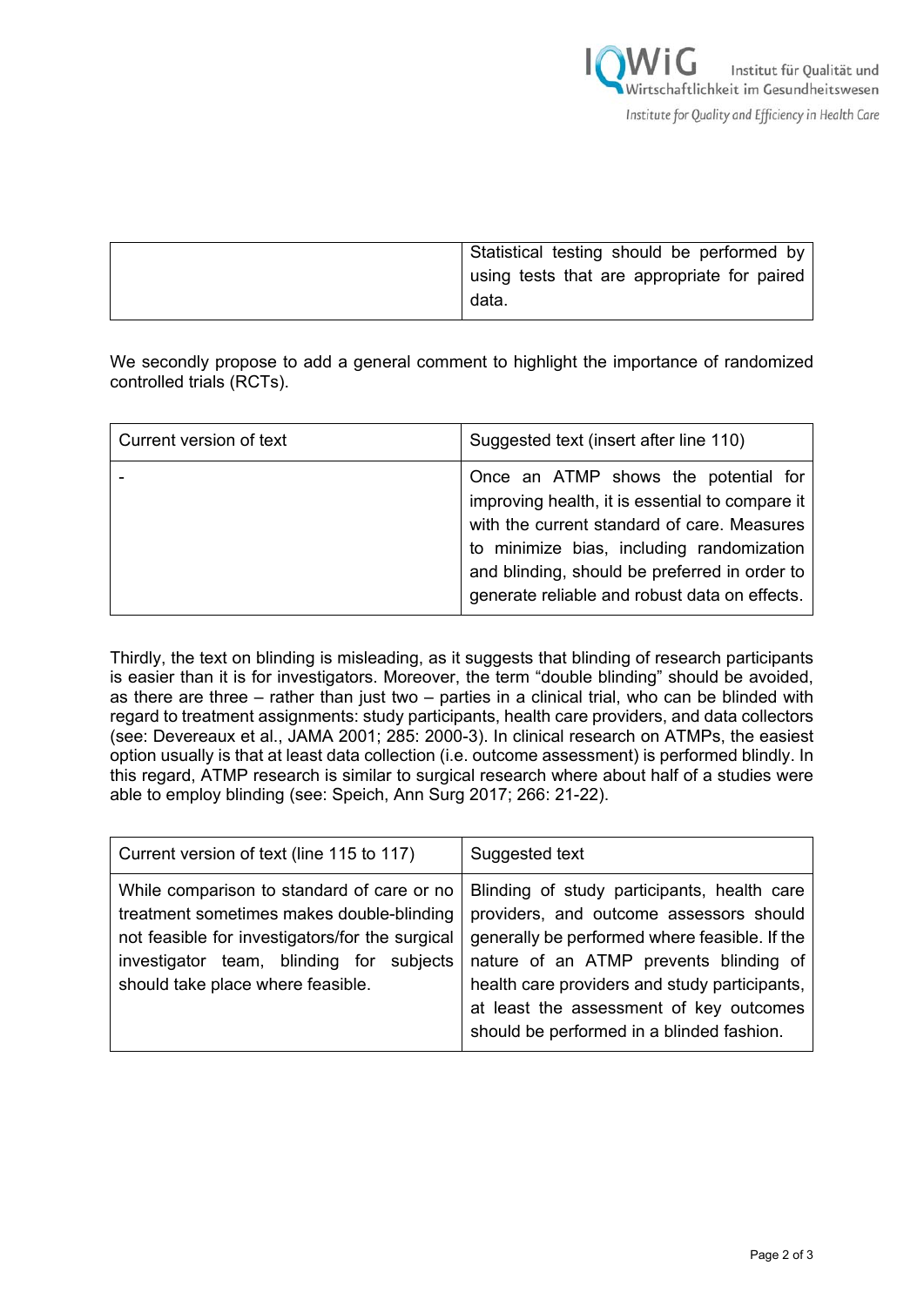| | |
|---|---|
| | Statistical testing should be performed by using tests that are appropriate for paired data. |

We secondly propose to add a general comment to highlight the importance of randomized controlled trials (RCTs).

| Current version of text | Suggested text (insert after line 110) |
|---|---|
| - | Once an ATMP shows the potential for improving health, it is essential to compare it with the current standard of care. Measures to minimize bias, including randomization and blinding, should be preferred in order to generate reliable and robust data on effects. |

Thirdly, the text on blinding is misleading, as it suggests that blinding of research participants is easier than it is for investigators. Moreover, the term "double blinding" should be avoided, as there are three – rather than just two – parties in a clinical trial, who can be blinded with regard to treatment assignments: study participants, health care providers, and data collectors (see: Devereaux et al., JAMA 2001; 285: 2000-3). In clinical research on ATMPs, the easiest option usually is that at least data collection (i.e. outcome assessment) is performed blindly. In this regard, ATMP research is similar to surgical research where about half of a studies were able to employ blinding (see: Speich, Ann Surg 2017; 266: 21-22).

| Current version of text (line 115 to 117) | Suggested text |
|---|---|
| While comparison to standard of care or no treatment sometimes makes double-blinding not feasible for investigators/for the surgical investigator team, blinding for subjects should take place where feasible. | Blinding of study participants, health care providers, and outcome assessors should generally be performed where feasible. If the nature of an ATMP prevents blinding of health care providers and study participants, at least the assessment of key outcomes should be performed in a blinded fashion. |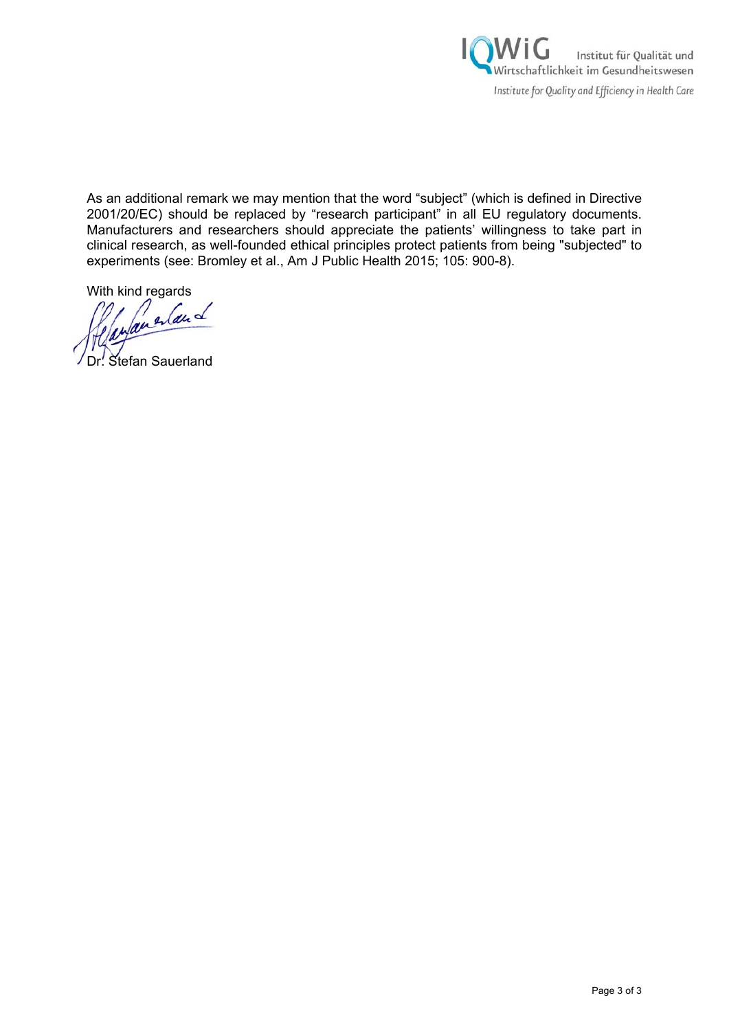As an additional remark we may mention that the word “subject” (which is defined in Directive 2001/20/EC) should be replaced by “research participant” in all EU regulatory documents. Manufacturers and researchers should appreciate the patients' willingness to take part in clinical research, as well-founded ethical principles protect patients from being "subjected" to experiments (see: Bromley et al., Am J Public Health 2015; 105: 900-8).

With kind regards

Dr. Stefan Sauerland